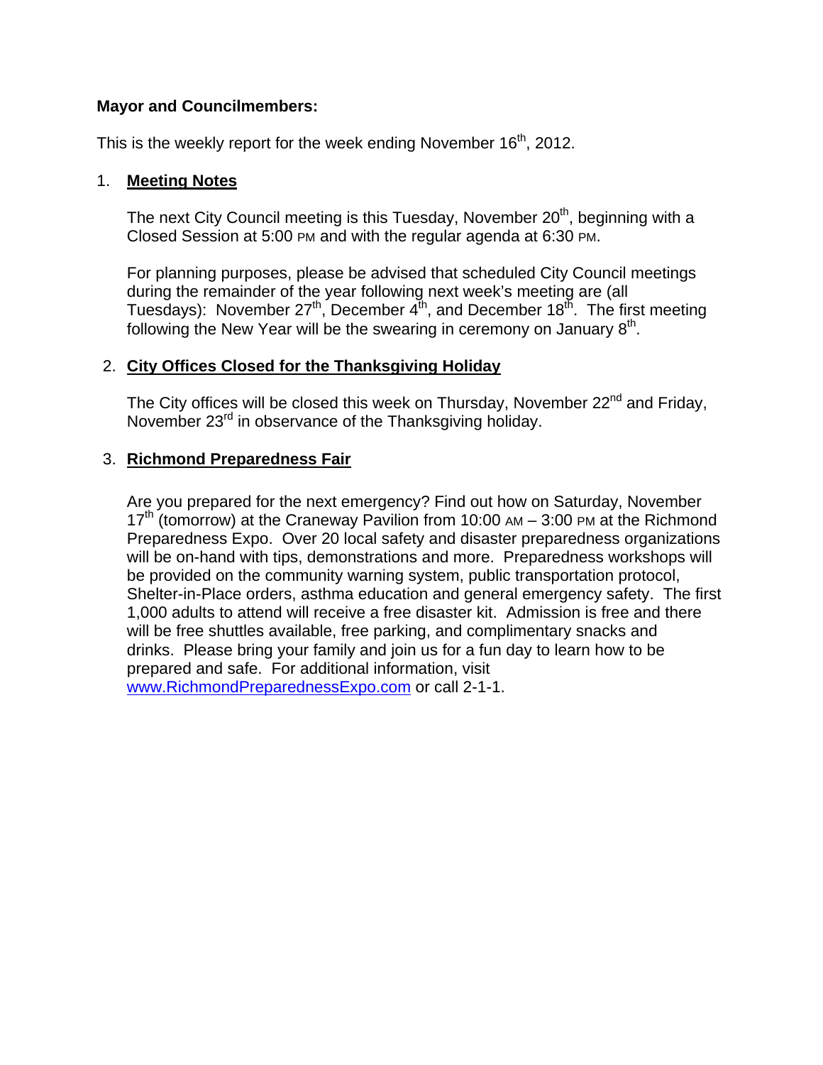**Mayor and Councilmembers:**

This is the weekly report for the week ending November 16th, 2012.

1. **Meeting Notes**

   The next City Council meeting is this Tuesday, November 20th, beginning with a Closed Session at 5:00 PM and with the regular agenda at 6:30 PM.

   For planning purposes, please be advised that scheduled City Council meetings during the remainder of the year following next week's meeting are (all Tuesdays): November 27th, December 4th, and December 18th. The first meeting following the New Year will be the swearing in ceremony on January 8th.

2. **City Offices Closed for the Thanksgiving Holiday**

   The City offices will be closed this week on Thursday, November 22nd and Friday, November 23rd in observance of the Thanksgiving holiday.

3. **Richmond Preparedness Fair**

   Are you prepared for the next emergency? Find out how on Saturday, November 17th (tomorrow) at the Craneway Pavilion from 10:00 AM – 3:00 PM at the Richmond Preparedness Expo. Over 20 local safety and disaster preparedness organizations will be on-hand with tips, demonstrations and more. Preparedness workshops will be provided on the community warning system, public transportation protocol, Shelter-in-Place orders, asthma education and general emergency safety. The first 1,000 adults to attend will receive a free disaster kit. Admission is free and there will be free shuttles available, free parking, and complimentary snacks and drinks. Please bring your family and join us for a fun day to learn how to be prepared and safe. For additional information, visit www.RichmondPreparednessExpo.com or call 2-1-1.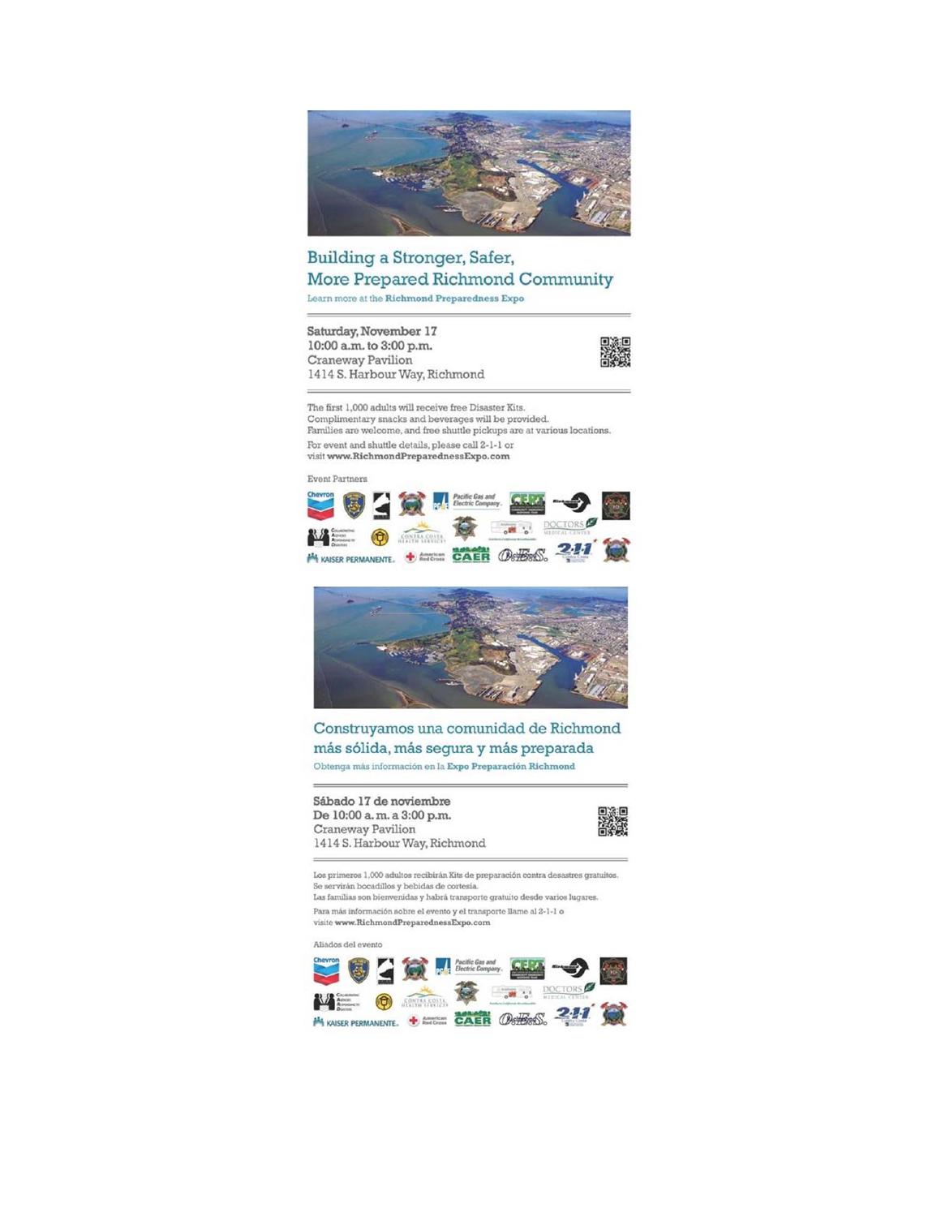## Building a Stronger, Safer, More Prepared Richmond Community

Learn more at the **Richmond Preparedness Expo**

**Saturday, November 17**
**10:00 a.m. to 3:00 p.m.**
Craneway Pavilion
1414 S. Harbour Way, Richmond

The first 1,000 adults will receive free Disaster Kits.
Complimentary snacks and beverages will be provided.
Families are welcome, and free shuttle pickups are at various locations.

For event and shuttle details, please call 2-1-1 or visit **www.RichmondPreparednessExpo.com**

Event Partners

Chevron | Pacific Gas and Electric Company | CERT | Doctors Medical Center | Contra Costa Health Services | Kaiser Permanente | American Red Cross | CAER | OES | 2-1-1 Contra Costa

---

## Construyamos una comunidad de Richmond más sólida, más segura y más preparada

Obtenga más información en la **Expo Preparación Richmond**

**Sábado 17 de noviembre**
**De 10:00 a. m. a 3:00 p.m.**
Craneway Pavilion
1414 S. Harbour Way, Richmond

Los primeros 1,000 adultos recibirán Kits de preparación contra desastres gratuitos.
Se servirán bocadillos y bebidas de cortesía.
Las familias son bienvenidas y habrá transporte gratuito desde varios lugares.

Para más información sobre el evento y el transporte llame al 2-1-1 o visite **www.RichmondPreparednessExpo.com**

Aliados del evento

Chevron | Pacific Gas and Electric Company | CERT | Doctors Medical Center | Contra Costa Health Services | Kaiser Permanente | American Red Cross | CAER | OES | 2-1-1 Contra Costa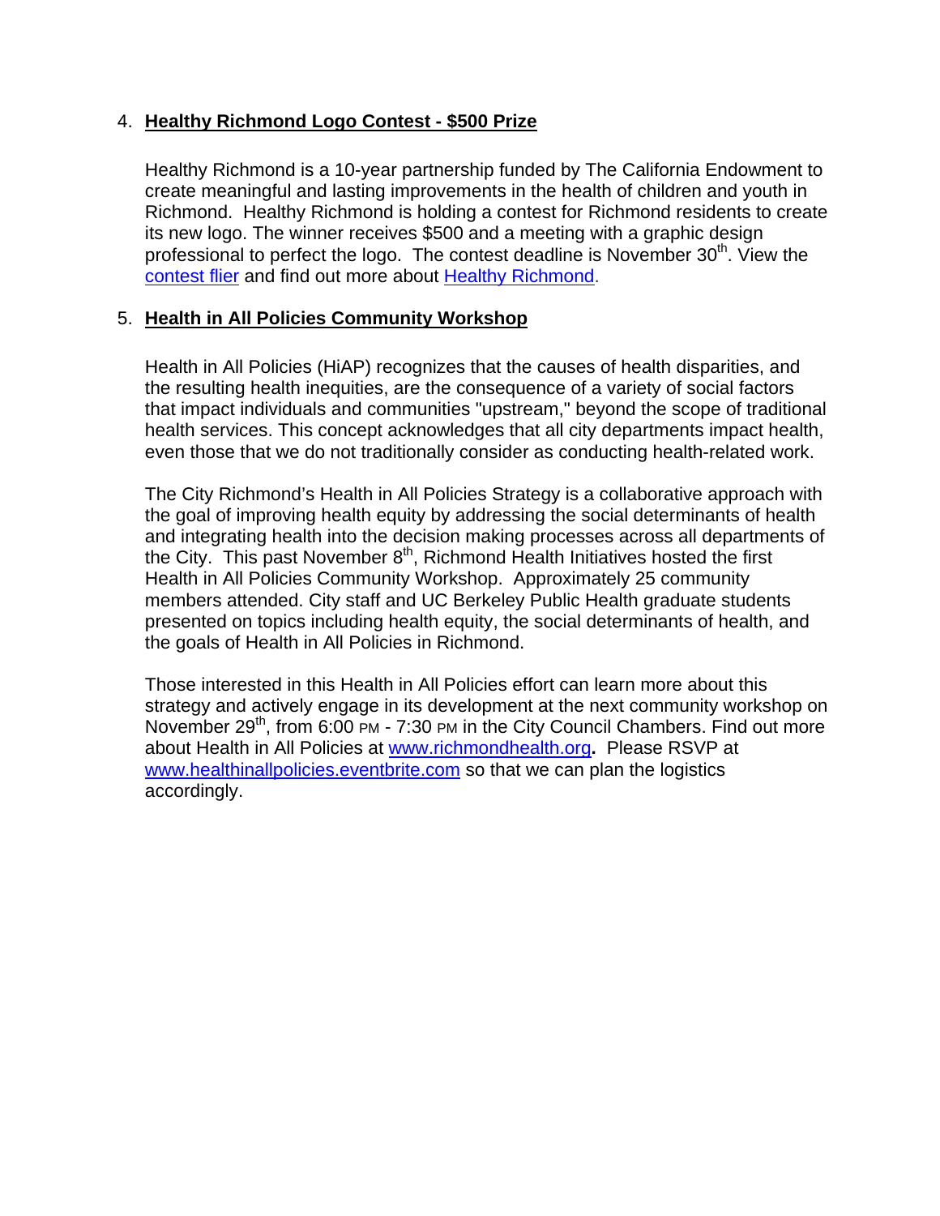4. **Healthy Richmond Logo Contest - $500 Prize**

   Healthy Richmond is a 10-year partnership funded by The California Endowment to create meaningful and lasting improvements in the health of children and youth in Richmond. Healthy Richmond is holding a contest for Richmond residents to create its new logo. The winner receives $500 and a meeting with a graphic design professional to perfect the logo. The contest deadline is November 30th. View the contest flier and find out more about Healthy Richmond.

5. **Health in All Policies Community Workshop**

   Health in All Policies (HiAP) recognizes that the causes of health disparities, and the resulting health inequities, are the consequence of a variety of social factors that impact individuals and communities "upstream," beyond the scope of traditional health services. This concept acknowledges that all city departments impact health, even those that we do not traditionally consider as conducting health-related work.

   The City Richmond's Health in All Policies Strategy is a collaborative approach with the goal of improving health equity by addressing the social determinants of health and integrating health into the decision making processes across all departments of the City. This past November 8th, Richmond Health Initiatives hosted the first Health in All Policies Community Workshop. Approximately 25 community members attended. City staff and UC Berkeley Public Health graduate students presented on topics including health equity, the social determinants of health, and the goals of Health in All Policies in Richmond.

   Those interested in this Health in All Policies effort can learn more about this strategy and actively engage in its development at the next community workshop on November 29th, from 6:00 PM - 7:30 PM in the City Council Chambers. Find out more about Health in All Policies at www.richmondhealth.org**.** Please RSVP at www.healthinallpolicies.eventbrite.com so that we can plan the logistics accordingly.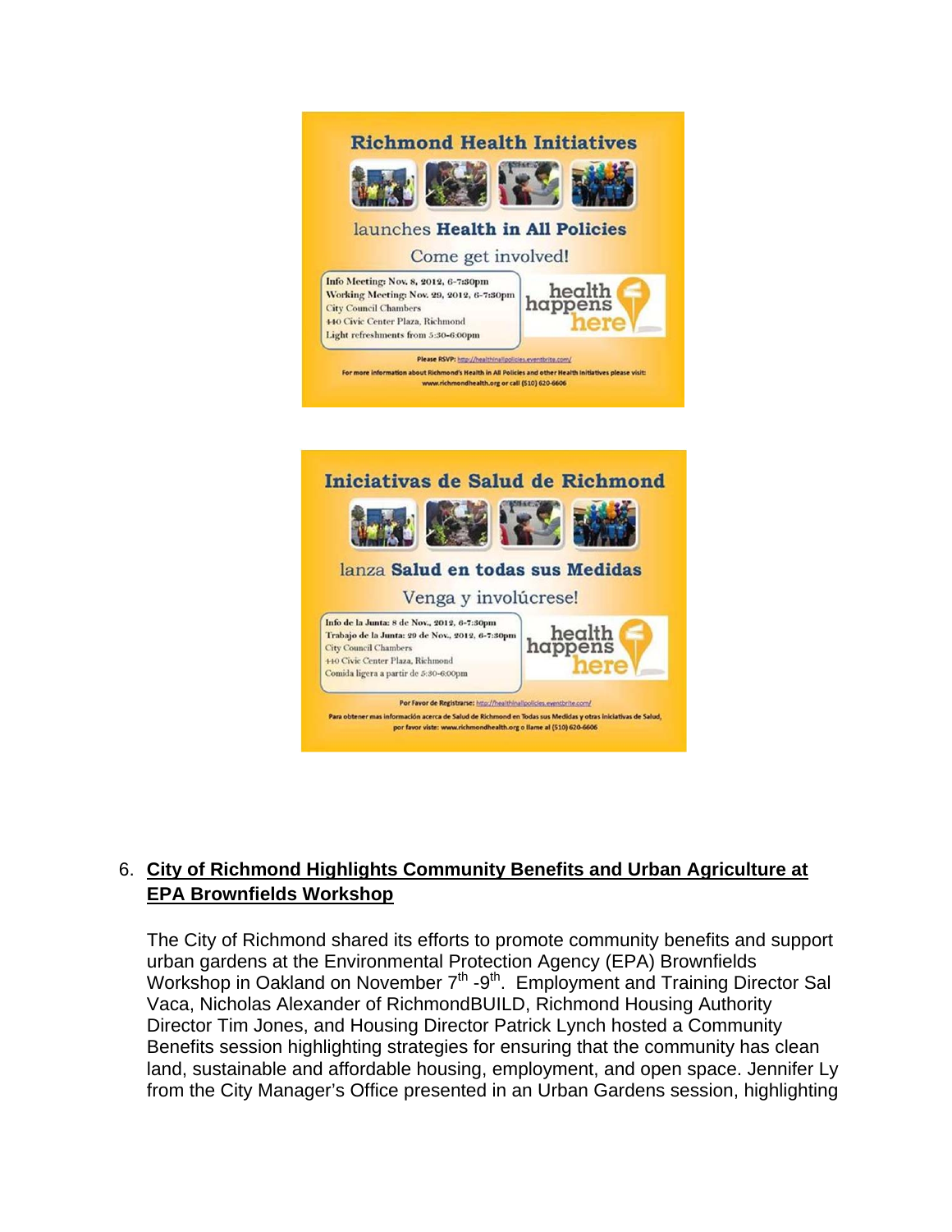**Richmond Health Initiatives**

launches **Health in All Policies**

Come get involved!

Info Meeting: Nov. 8, 2012, 6-7:30pm
Working Meeting: Nov. 29, 2012, 6-7:30pm
City Council Chambers
440 Civic Center Plaza, Richmond
Light refreshments from 5:30-6:00pm

health happens here

**Please RSVP:** http://healthinallpolicies.eventbrite.com/

**For more information about Richmond's Health in All Policies and other Health Initiatives please visit: www.richmondhealth.org or call (510) 620-6606**

**Iniciativas de Salud de Richmond**

lanza **Salud en todas sus Medidas**

Venga y involúcrese!

Info de la Junta: 8 de Nov., 2012, 6-7:30pm
Trabajo de la Junta: 29 de Nov., 2012, 6-7:30pm
City Council Chambers
440 Civic Center Plaza, Richmond
Comida ligera a partir de 5:30-6:00pm

health happens here

**Por Favor de Registrarse:** http://healthinallpolicies.eventbrite.com/

**Para obtener mas información acerca de Salud de Richmond en Todas sus Medidas y otras Iniciativas de Salud, por favor viste: www.richmondhealth.org o llame al (510) 620-6606**

6. **City of Richmond Highlights Community Benefits and Urban Agriculture at EPA Brownfields Workshop**

   The City of Richmond shared its efforts to promote community benefits and support urban gardens at the Environmental Protection Agency (EPA) Brownfields Workshop in Oakland on November 7th -9th. Employment and Training Director Sal Vaca, Nicholas Alexander of RichmondBUILD, Richmond Housing Authority Director Tim Jones, and Housing Director Patrick Lynch hosted a Community Benefits session highlighting strategies for ensuring that the community has clean land, sustainable and affordable housing, employment, and open space. Jennifer Ly from the City Manager's Office presented in an Urban Gardens session, highlighting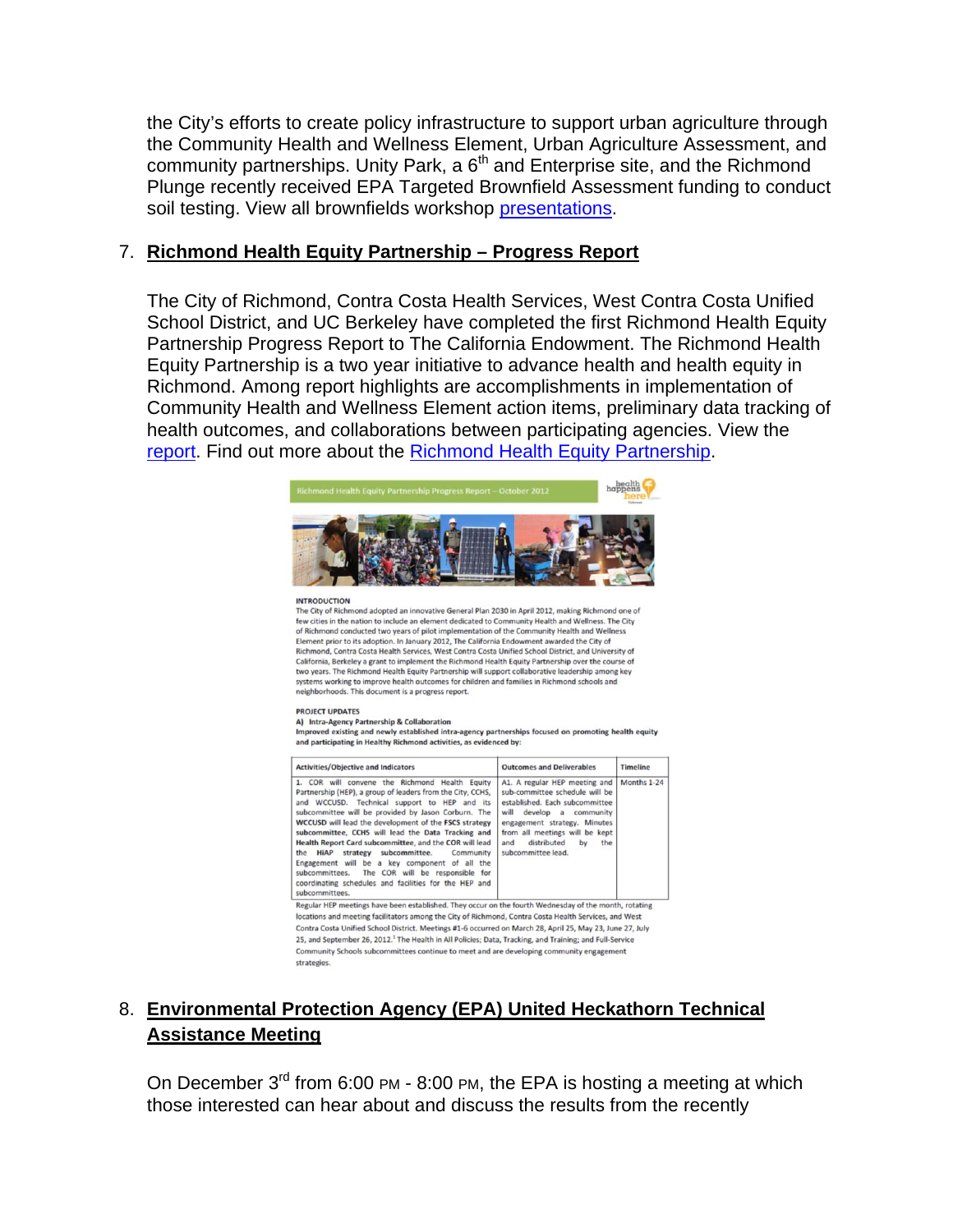the City's efforts to create policy infrastructure to support urban agriculture through the Community Health and Wellness Element, Urban Agriculture Assessment, and community partnerships. Unity Park, a 6th and Enterprise site, and the Richmond Plunge recently received EPA Targeted Brownfield Assessment funding to conduct soil testing. View all brownfields workshop presentations.

7. **Richmond Health Equity Partnership – Progress Report**

The City of Richmond, Contra Costa Health Services, West Contra Costa Unified School District, and UC Berkeley have completed the first Richmond Health Equity Partnership Progress Report to The California Endowment. The Richmond Health Equity Partnership is a two year initiative to advance health and health equity in Richmond. Among report highlights are accomplishments in implementation of Community Health and Wellness Element action items, preliminary data tracking of health outcomes, and collaborations between participating agencies. View the report. Find out more about the Richmond Health Equity Partnership.

Richmond Health Equity Partnership Progress Report – October 2012

health happens here

**INTRODUCTION**

The City of Richmond adopted an innovative General Plan 2030 in April 2012, making Richmond one of few cities in the nation to include an element dedicated to Community Health and Wellness. The City of Richmond conducted two years of pilot implementation of the Community Health and Wellness Element prior to its adoption. In January 2012, The California Endowment awarded the City of Richmond, Contra Costa Health Services, West Contra Costa Unified School District, and University of California, Berkeley a grant to implement the Richmond Health Equity Partnership over the course of two years. The Richmond Health Equity Partnership will support collaborative leadership among key systems working to improve health outcomes for children and families in Richmond schools and neighborhoods. This document is a progress report.

**PROJECT UPDATES**

**A) Intra-Agency Partnership & Collaboration**

**Improved existing and newly established intra-agency partnerships focused on promoting health equity and participating in Healthy Richmond activities, as evidenced by:**

| Activities/Objective and Indicators | Outcomes and Deliverables | Timeline |
|---|---|---|
| 1. COR will convene the Richmond Health Equity Partnership (HEP), a group of leaders from the City, CCHS, and WCCUSD. Technical support to HEP and its subcommittee will be provided by Jason Corburn. The **WCCUSD** will lead the development of the **FSCS strategy subcommittee**, **CCHS** will lead the **Data Tracking and Health Report Card subcommittee**, and the **COR** will lead the **HiAP strategy subcommittee**. Community Engagement will be a key component of all the subcommittees. The COR will be responsible for coordinating schedules and facilities for the HEP and subcommittees. | A1. A regular HEP meeting and sub-committee schedule will be established. Each subcommittee will develop a community engagement strategy. Minutes from all meetings will be kept and distributed by the subcommittee lead. | Months 1-24 |

Regular HEP meetings have been established. They occur on the fourth Wednesday of the month, rotating locations and meeting facilitators among the City of Richmond, Contra Costa Health Services, and West Contra Costa Unified School District. Meetings #1-6 occurred on March 28, April 25, May 23, June 27, July 25, and September 26, 2012.[1] The Health in All Policies; Data, Tracking, and Training; and Full-Service Community Schools subcommittees continue to meet and are developing community engagement strategies.

8. **Environmental Protection Agency (EPA) United Heckathorn Technical Assistance Meeting**

On December 3rd from 6:00 PM - 8:00 PM, the EPA is hosting a meeting at which those interested can hear about and discuss the results from the recently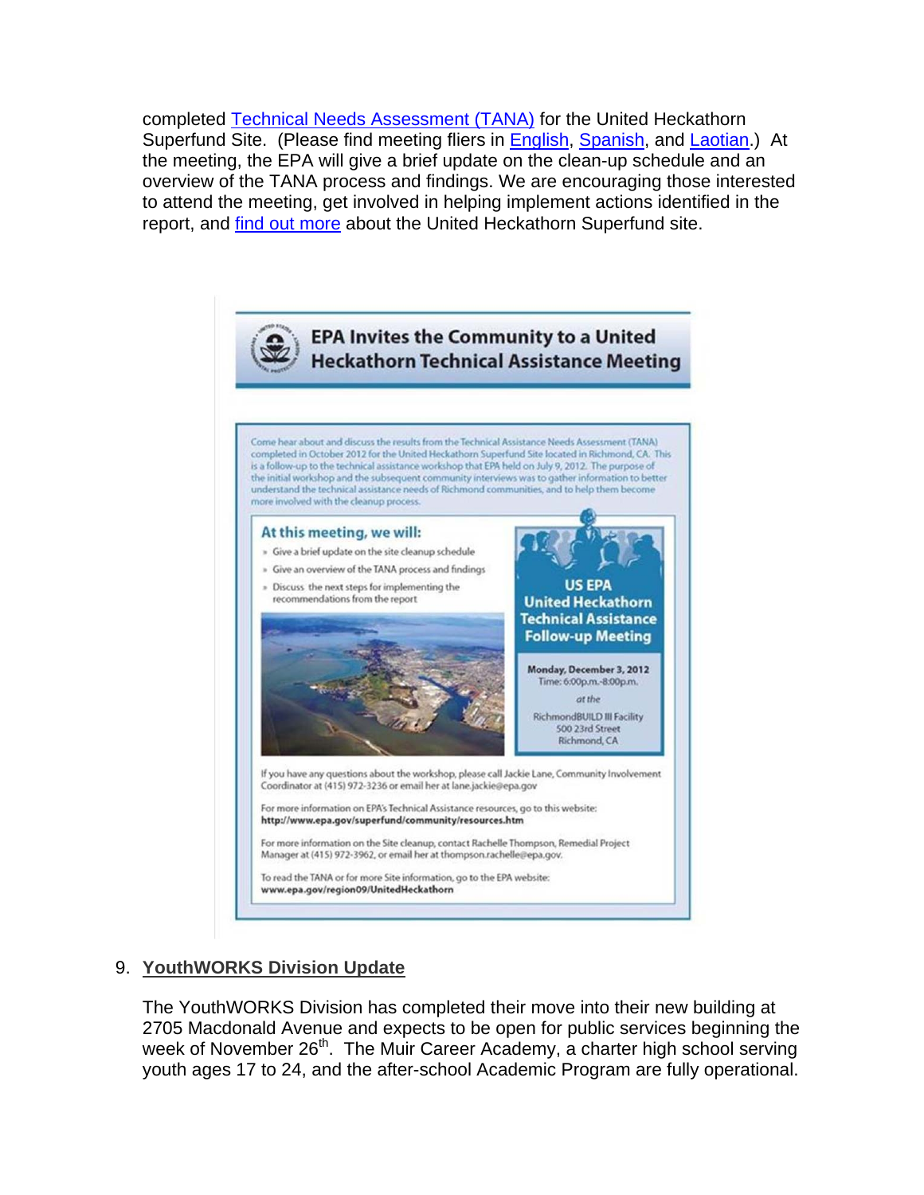completed Technical Needs Assessment (TANA) for the United Heckathorn Superfund Site. (Please find meeting fliers in English, Spanish, and Laotian.) At the meeting, the EPA will give a brief update on the clean-up schedule and an overview of the TANA process and findings. We are encouraging those interested to attend the meeting, get involved in helping implement actions identified in the report, and find out more about the United Heckathorn Superfund site.

## EPA Invites the Community to a United Heckathorn Technical Assistance Meeting

Come hear about and discuss the results from the Technical Assistance Needs Assessment (TANA) completed in October 2012 for the United Heckathorn Superfund Site located in Richmond, CA. This is a follow-up to the technical assistance workshop that EPA held on July 9, 2012. The purpose of the initial workshop and the subsequent community interviews was to gather information to better understand the technical assistance needs of Richmond communities, and to help them become more involved with the cleanup process.

### At this meeting, we will:

- Give a brief update on the site cleanup schedule
- Give an overview of the TANA process and findings
- Discuss the next steps for implementing the recommendations from the report

**US EPA United Heckathorn Technical Assistance Follow-up Meeting**

**Monday, December 3, 2012**
Time: 6:00p.m.-8:00p.m.
*at the*
RichmondBUILD III Facility
500 23rd Street
Richmond, CA

If you have any questions about the workshop, please call Jackie Lane, Community Involvement Coordinator at (415) 972-3236 or email her at lane.jackie@epa.gov

For more information on EPA's Technical Assistance resources, go to this website:
**http://www.epa.gov/superfund/community/resources.htm**

For more information on the Site cleanup, contact Rachelle Thompson, Remedial Project Manager at (415) 972-3962, or email her at thompson.rachelle@epa.gov.

To read the TANA or for more Site information, go to the EPA website:
**www.epa.gov/region09/UnitedHeckathorn**

9. **YouthWORKS Division Update**

The YouthWORKS Division has completed their move into their new building at 2705 Macdonald Avenue and expects to be open for public services beginning the week of November 26th. The Muir Career Academy, a charter high school serving youth ages 17 to 24, and the after-school Academic Program are fully operational.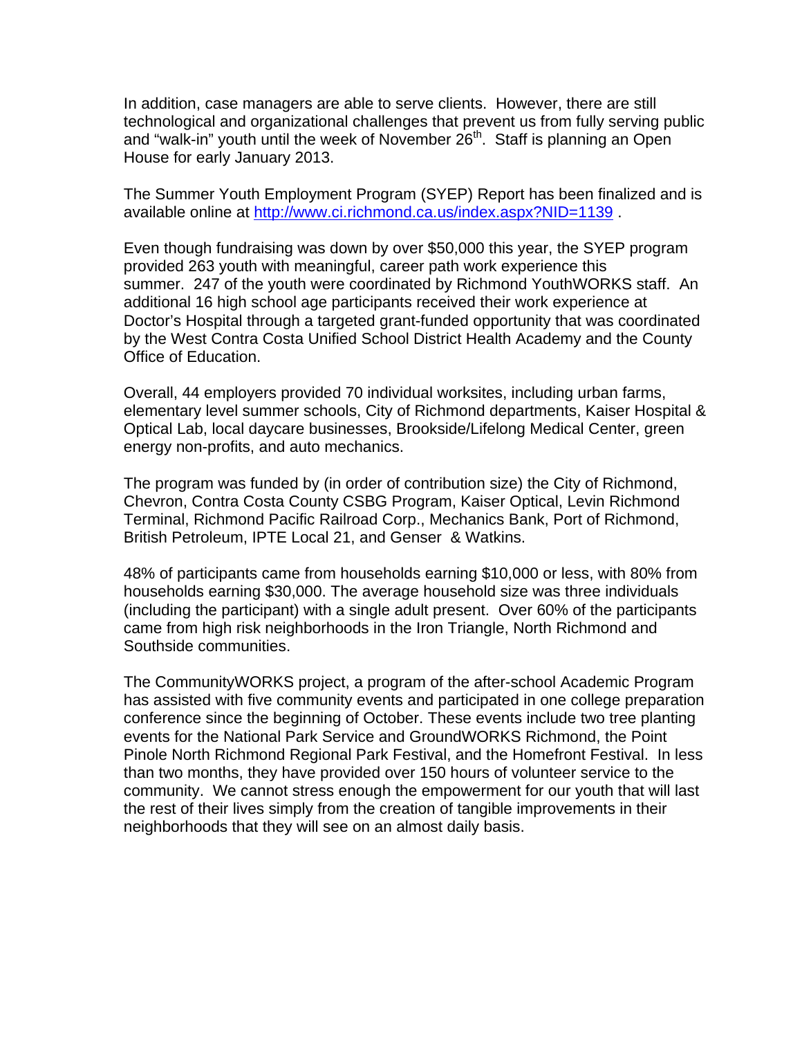In addition, case managers are able to serve clients. However, there are still technological and organizational challenges that prevent us from fully serving public and "walk-in" youth until the week of November 26th. Staff is planning an Open House for early January 2013.

The Summer Youth Employment Program (SYEP) Report has been finalized and is available online at http://www.ci.richmond.ca.us/index.aspx?NID=1139 .

Even though fundraising was down by over $50,000 this year, the SYEP program provided 263 youth with meaningful, career path work experience this summer. 247 of the youth were coordinated by Richmond YouthWORKS staff. An additional 16 high school age participants received their work experience at Doctor's Hospital through a targeted grant-funded opportunity that was coordinated by the West Contra Costa Unified School District Health Academy and the County Office of Education.

Overall, 44 employers provided 70 individual worksites, including urban farms, elementary level summer schools, City of Richmond departments, Kaiser Hospital & Optical Lab, local daycare businesses, Brookside/Lifelong Medical Center, green energy non-profits, and auto mechanics.

The program was funded by (in order of contribution size) the City of Richmond, Chevron, Contra Costa County CSBG Program, Kaiser Optical, Levin Richmond Terminal, Richmond Pacific Railroad Corp., Mechanics Bank, Port of Richmond, British Petroleum, IPTE Local 21, and Genser & Watkins.

48% of participants came from households earning $10,000 or less, with 80% from households earning $30,000. The average household size was three individuals (including the participant) with a single adult present. Over 60% of the participants came from high risk neighborhoods in the Iron Triangle, North Richmond and Southside communities.

The CommunityWORKS project, a program of the after-school Academic Program has assisted with five community events and participated in one college preparation conference since the beginning of October. These events include two tree planting events for the National Park Service and GroundWORKS Richmond, the Point Pinole North Richmond Regional Park Festival, and the Homefront Festival. In less than two months, they have provided over 150 hours of volunteer service to the community. We cannot stress enough the empowerment for our youth that will last the rest of their lives simply from the creation of tangible improvements in their neighborhoods that they will see on an almost daily basis.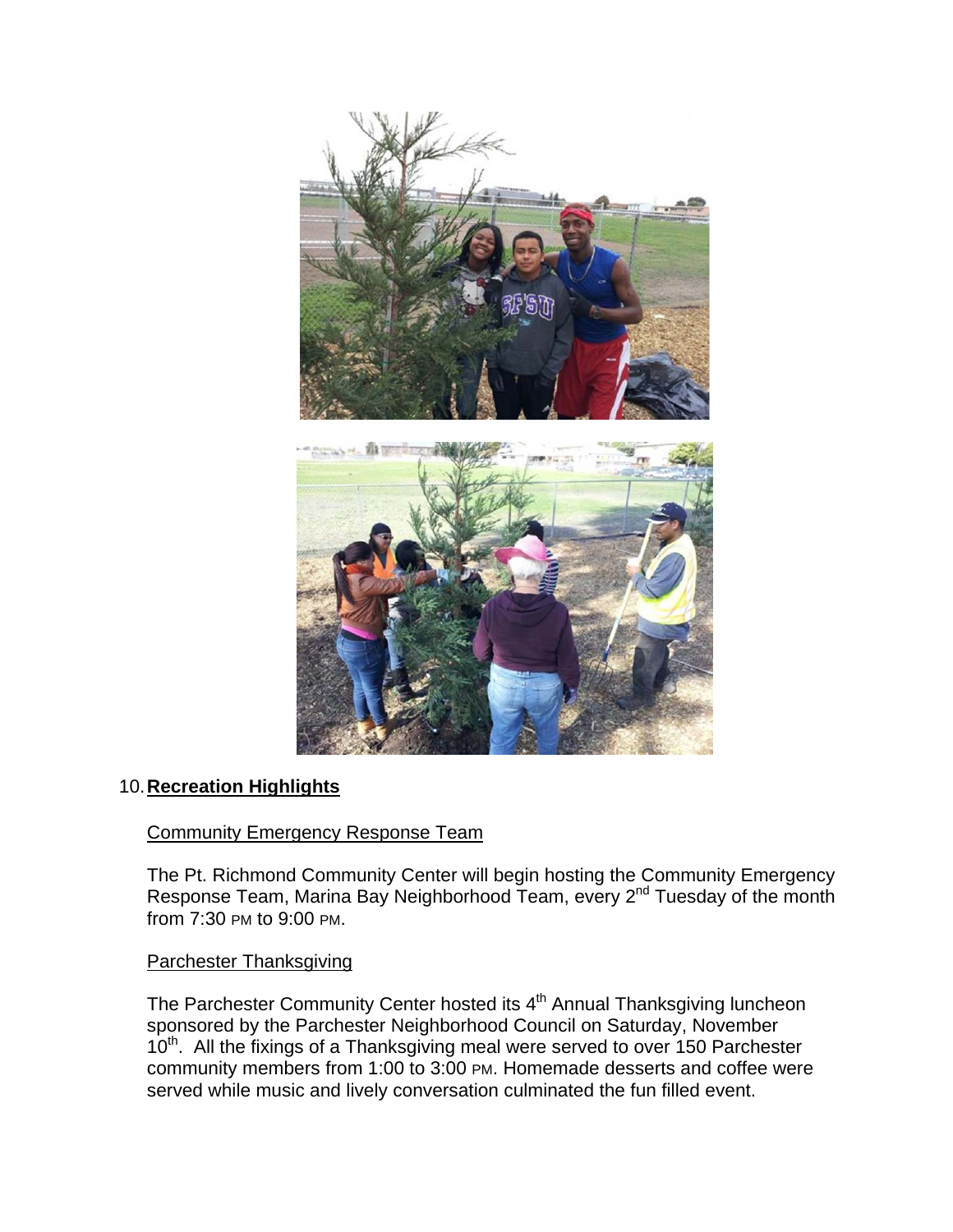10. **Recreation Highlights**

Community Emergency Response Team

The Pt. Richmond Community Center will begin hosting the Community Emergency Response Team, Marina Bay Neighborhood Team, every 2nd Tuesday of the month from 7:30 PM to 9:00 PM.

Parchester Thanksgiving

The Parchester Community Center hosted its 4th Annual Thanksgiving luncheon sponsored by the Parchester Neighborhood Council on Saturday, November 10th. All the fixings of a Thanksgiving meal were served to over 150 Parchester community members from 1:00 to 3:00 PM. Homemade desserts and coffee were served while music and lively conversation culminated the fun filled event.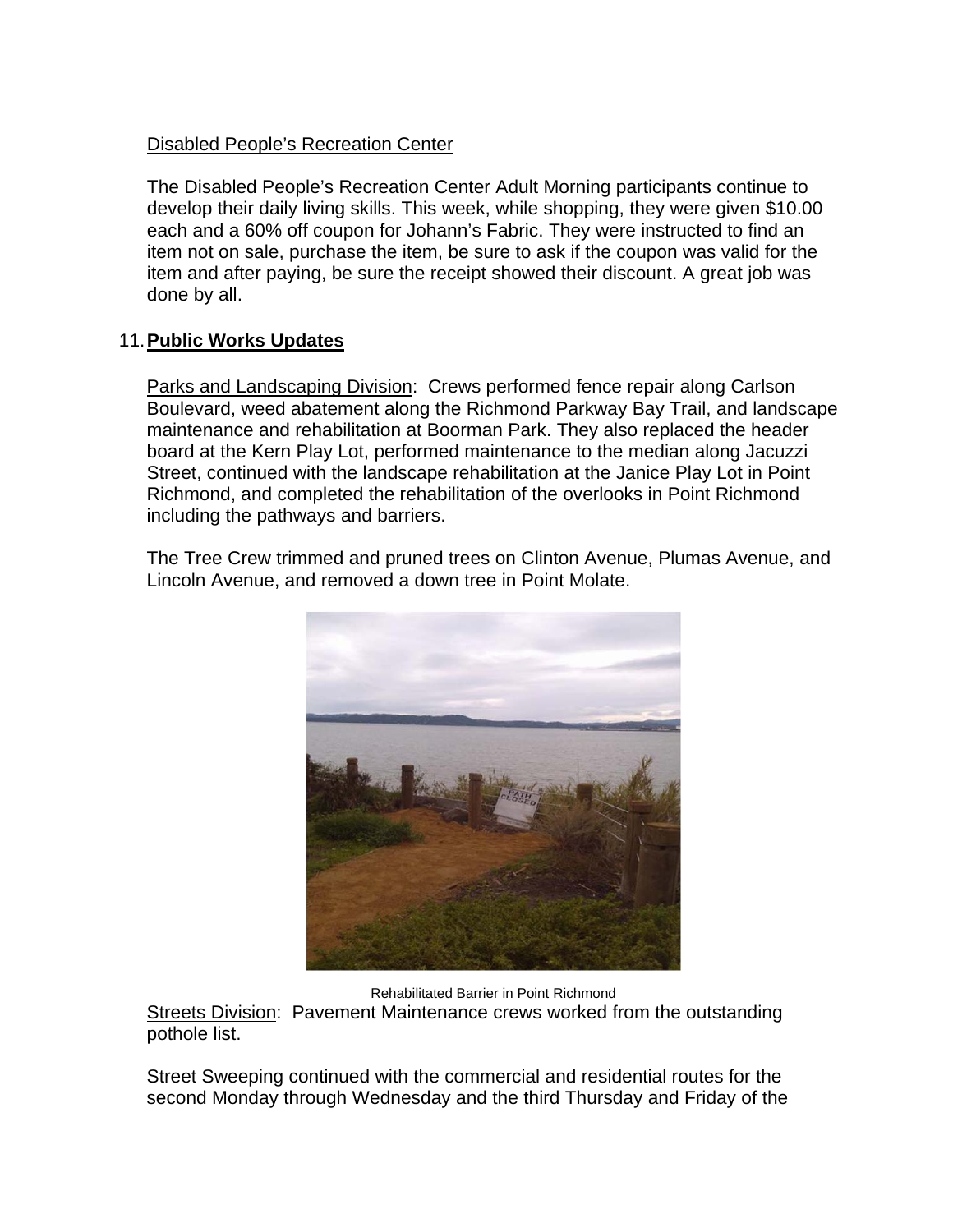Disabled People's Recreation Center

The Disabled People's Recreation Center Adult Morning participants continue to develop their daily living skills. This week, while shopping, they were given $10.00 each and a 60% off coupon for Johann's Fabric. They were instructed to find an item not on sale, purchase the item, be sure to ask if the coupon was valid for the item and after paying, be sure the receipt showed their discount. A great job was done by all.

11. **Public Works Updates**

Parks and Landscaping Division: Crews performed fence repair along Carlson Boulevard, weed abatement along the Richmond Parkway Bay Trail, and landscape maintenance and rehabilitation at Boorman Park. They also replaced the header board at the Kern Play Lot, performed maintenance to the median along Jacuzzi Street, continued with the landscape rehabilitation at the Janice Play Lot in Point Richmond, and completed the rehabilitation of the overlooks in Point Richmond including the pathways and barriers.

The Tree Crew trimmed and pruned trees on Clinton Avenue, Plumas Avenue, and Lincoln Avenue, and removed a down tree in Point Molate.

Rehabilitated Barrier in Point Richmond

Streets Division: Pavement Maintenance crews worked from the outstanding pothole list.

Street Sweeping continued with the commercial and residential routes for the second Monday through Wednesday and the third Thursday and Friday of the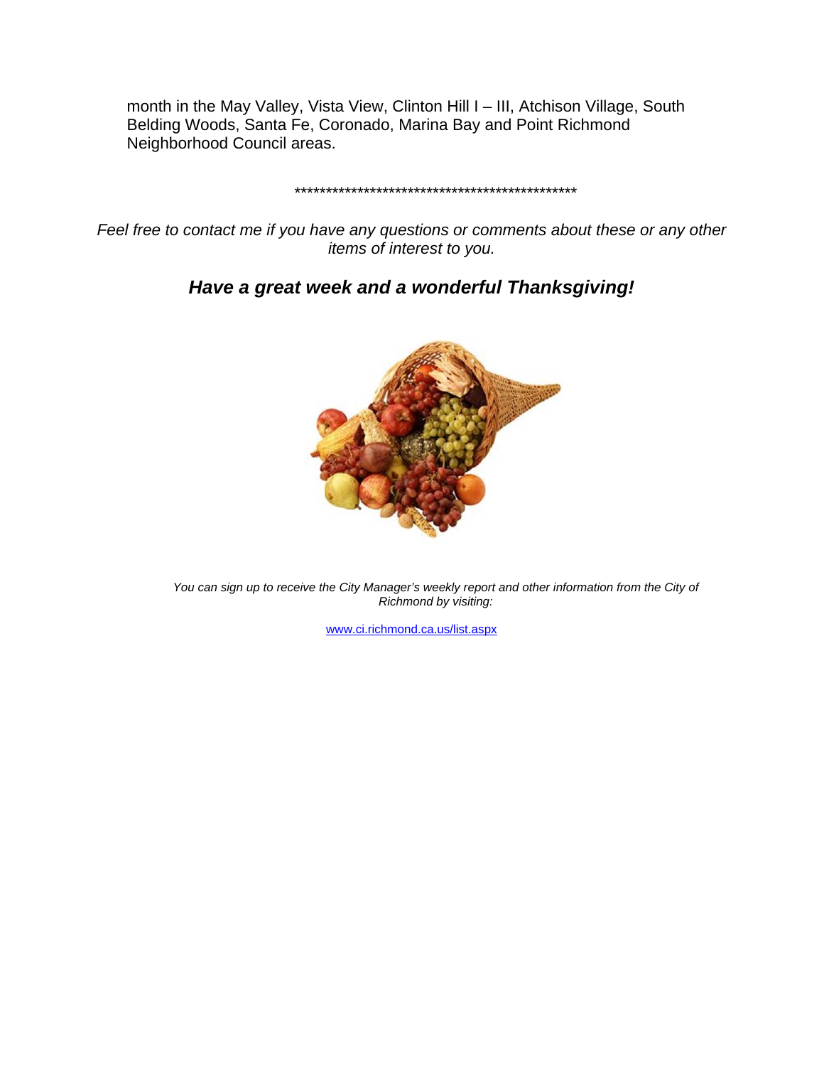month in the May Valley, Vista View, Clinton Hill I – III, Atchison Village, South Belding Woods, Santa Fe, Coronado, Marina Bay and Point Richmond Neighborhood Council areas.

**********************************************

*Feel free to contact me if you have any questions or comments about these or any other items of interest to you.*

***Have a great week and a wonderful Thanksgiving!***

*You can sign up to receive the City Manager's weekly report and other information from the City of Richmond by visiting:*

[www.ci.richmond.ca.us/list.aspx](http://www.ci.richmond.ca.us/list.aspx)